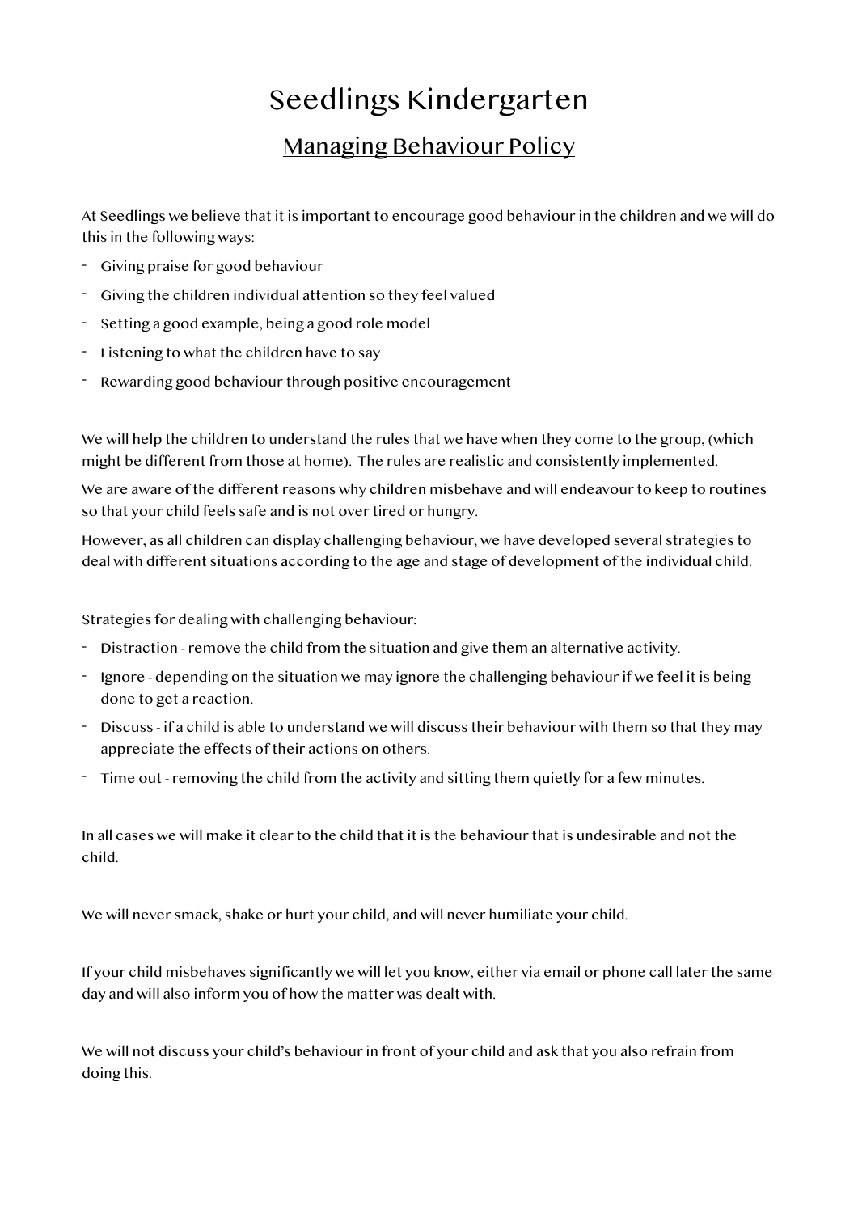# Seedlings Kindergarten

## Managing Behaviour Policy

At Seedlings we believe that it is important to encourage good behaviour in the children and we will do this in the following ways:

- Giving praise for good behaviour
- Giving the children individual attention so they feel valued
- Setting a good example, being a good role model
- Listening to what the children have to say
- Rewarding good behaviour through positive encouragement

We will help the children to understand the rules that we have when they come to the group, (which might be different from those at home). The rules are realistic and consistently implemented.

We are aware of the different reasons why children misbehave and will endeavour to keep to routines so that your child feels safe and is not over tired or hungry.

However, as all children can display challenging behaviour, we have developed several strategies to deal with different situations according to the age and stage of development of the individual child.

Strategies for dealing with challenging behaviour:

- Distraction - remove the child from the situation and give them an alternative activity.
- Ignore - depending on the situation we may ignore the challenging behaviour if we feel it is being done to get a reaction.
- Discuss - if a child is able to understand we will discuss their behaviour with them so that they may appreciate the effects of their actions on others.
- Time out - removing the child from the activity and sitting them quietly for a few minutes.

In all cases we will make it clear to the child that it is the behaviour that is undesirable and not the child.

We will never smack, shake or hurt your child, and will never humiliate your child.

If your child misbehaves significantly we will let you know, either via email or phone call later the same day and will also inform you of how the matter was dealt with.

We will not discuss your child's behaviour in front of your child and ask that you also refrain from doing this.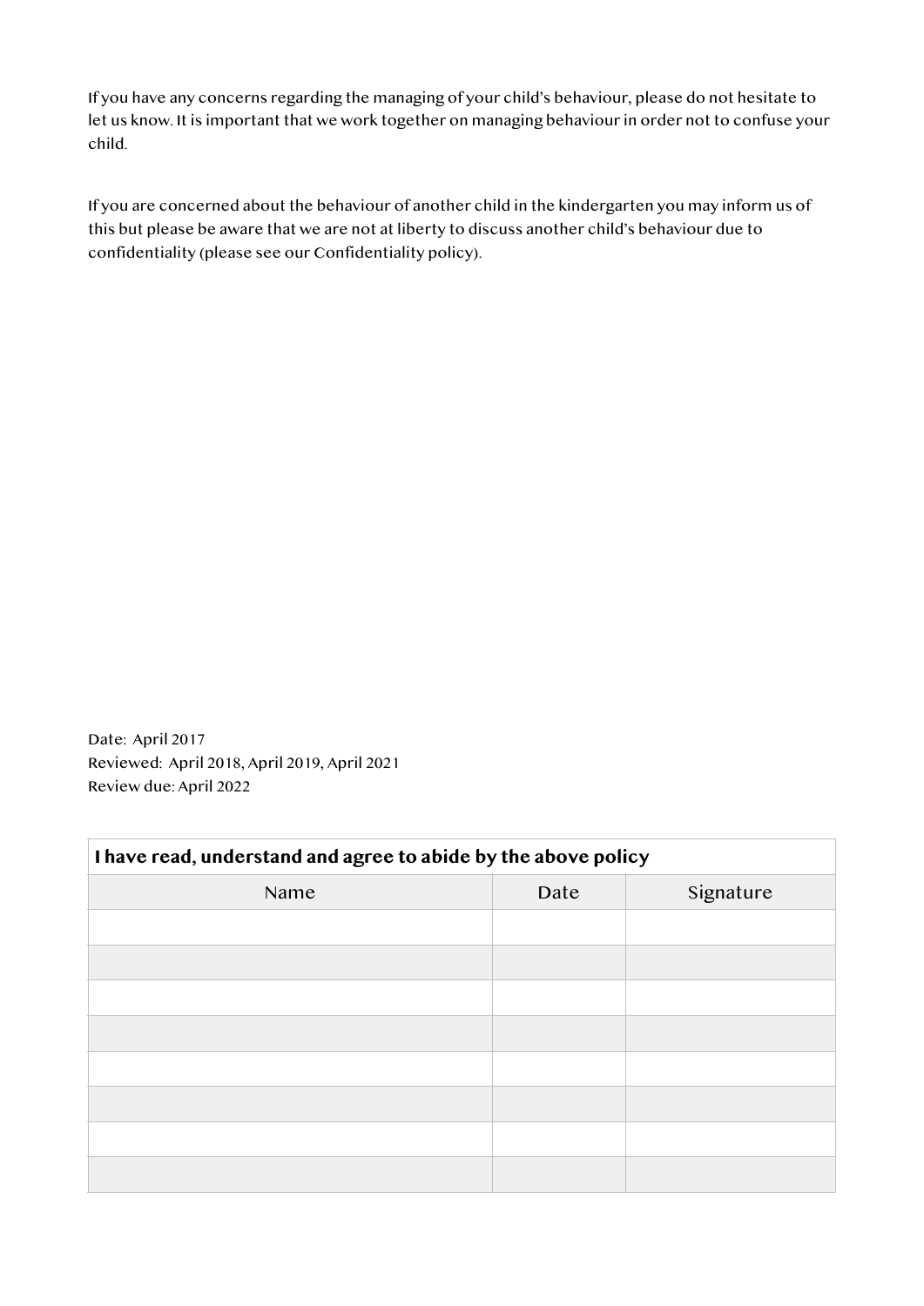If you have any concerns regarding the managing of your child's behaviour, please do not hesitate to let us know. It is important that we work together on managing behaviour in order not to confuse your child.

If you are concerned about the behaviour of another child in the kindergarten you may inform us of this but please be aware that we are not at liberty to discuss another child's behaviour due to confidentiality (please see our Confidentiality policy).

Date: April 2017
Reviewed: April 2018, April 2019, April 2021
Review due: April 2022

| **I have read, understand and agree to abide by the above policy** | | |
|---|---|---|
| Name | Date | Signature |
| | | |
| | | |
| | | |
| | | |
| | | |
| | | |
| | | |
| | | |